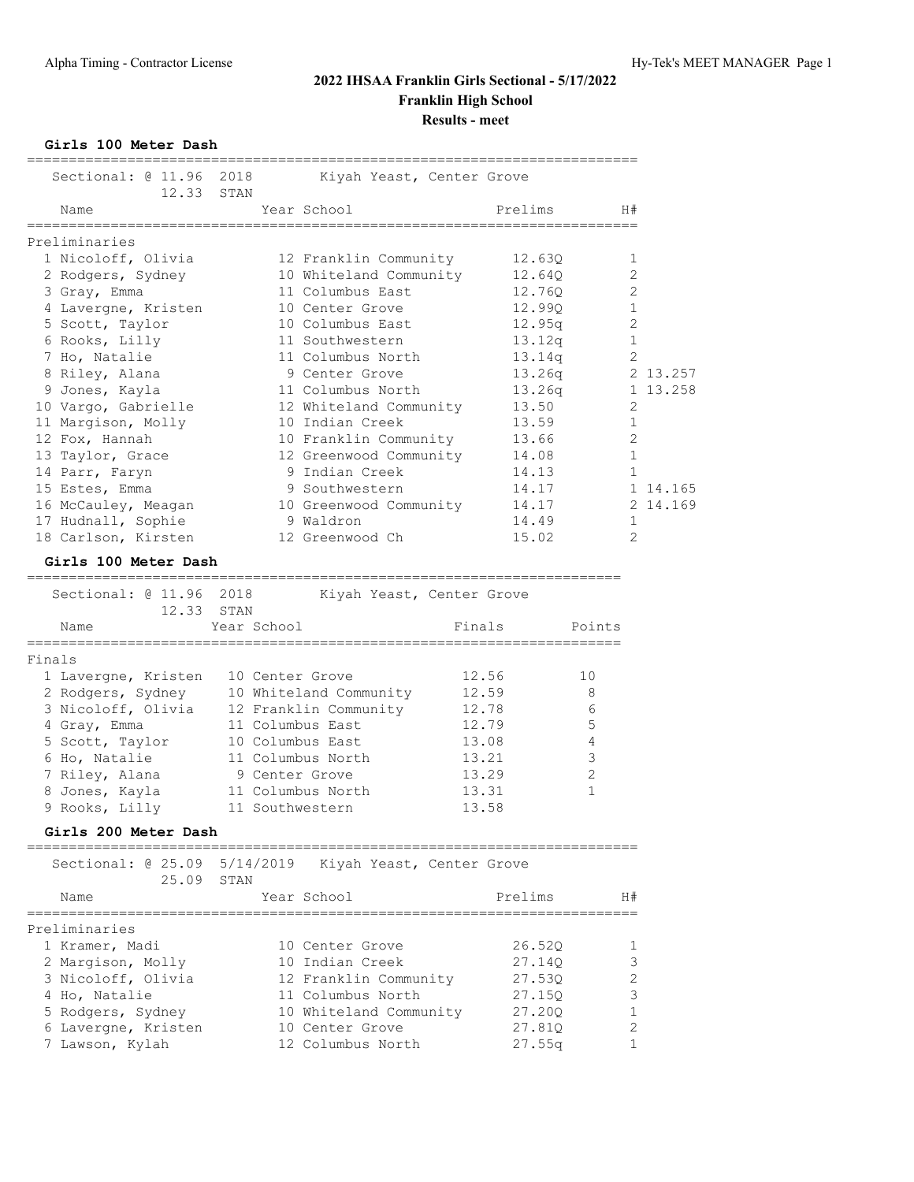# 2022 IHSAA Franklin Girls Sectional - 5/17/2022

## Franklin High School

### Results - meet

**Girls 100 Meter Dash**

Sectional: @ 11.96 2018 Kiyah Yeast, Center Grove
12.33 STAN

Preliminaries

| | Name | Year | School | Prelims | H# | |
|---|---|---|---|---|---|---|
| 1 | Nicoloff, Olivia | 12 | Franklin Community | 12.63Q | 1 | |
| 2 | Rodgers, Sydney | 10 | Whiteland Community | 12.64Q | 2 | |
| 3 | Gray, Emma | 11 | Columbus East | 12.76Q | 2 | |
| 4 | Lavergne, Kristen | 10 | Center Grove | 12.99Q | 1 | |
| 5 | Scott, Taylor | 10 | Columbus East | 12.95q | 2 | |
| 6 | Rooks, Lilly | 11 | Southwestern | 13.12q | 1 | |
| 7 | Ho, Natalie | 11 | Columbus North | 13.14q | 2 | |
| 8 | Riley, Alana | 9 | Center Grove | 13.26q | 2 | 13.257 |
| 9 | Jones, Kayla | 11 | Columbus North | 13.26q | 1 | 13.258 |
| 10 | Vargo, Gabrielle | 12 | Whiteland Community | 13.50 | 2 | |
| 11 | Margison, Molly | 10 | Indian Creek | 13.59 | 1 | |
| 12 | Fox, Hannah | 10 | Franklin Community | 13.66 | 2 | |
| 13 | Taylor, Grace | 12 | Greenwood Community | 14.08 | 1 | |
| 14 | Parr, Faryn | 9 | Indian Creek | 14.13 | 1 | |
| 15 | Estes, Emma | 9 | Southwestern | 14.17 | 1 | 14.165 |
| 16 | McCauley, Meagan | 10 | Greenwood Community | 14.17 | 2 | 14.169 |
| 17 | Hudnall, Sophie | 9 | Waldron | 14.49 | 1 | |
| 18 | Carlson, Kirsten | 12 | Greenwood Ch | 15.02 | 2 | |

**Girls 100 Meter Dash**

Sectional: @ 11.96 2018 Kiyah Yeast, Center Grove
12.33 STAN

Finals

| | Name | Year | School | Finals | Points |
|---|---|---|---|---|---|
| 1 | Lavergne, Kristen | 10 | Center Grove | 12.56 | 10 |
| 2 | Rodgers, Sydney | 10 | Whiteland Community | 12.59 | 8 |
| 3 | Nicoloff, Olivia | 12 | Franklin Community | 12.78 | 6 |
| 4 | Gray, Emma | 11 | Columbus East | 12.79 | 5 |
| 5 | Scott, Taylor | 10 | Columbus East | 13.08 | 4 |
| 6 | Ho, Natalie | 11 | Columbus North | 13.21 | 3 |
| 7 | Riley, Alana | 9 | Center Grove | 13.29 | 2 |
| 8 | Jones, Kayla | 11 | Columbus North | 13.31 | 1 |
| 9 | Rooks, Lilly | 11 | Southwestern | 13.58 | |

**Girls 200 Meter Dash**

Sectional: @ 25.09 5/14/2019 Kiyah Yeast, Center Grove
25.09 STAN

Preliminaries

| | Name | Year | School | Prelims | H# |
|---|---|---|---|---|---|
| 1 | Kramer, Madi | 10 | Center Grove | 26.52Q | 1 |
| 2 | Margison, Molly | 10 | Indian Creek | 27.14Q | 3 |
| 3 | Nicoloff, Olivia | 12 | Franklin Community | 27.53Q | 2 |
| 4 | Ho, Natalie | 11 | Columbus North | 27.15Q | 3 |
| 5 | Rodgers, Sydney | 10 | Whiteland Community | 27.20Q | 1 |
| 6 | Lavergne, Kristen | 10 | Center Grove | 27.81Q | 2 |
| 7 | Lawson, Kylah | 12 | Columbus North | 27.55q | 1 |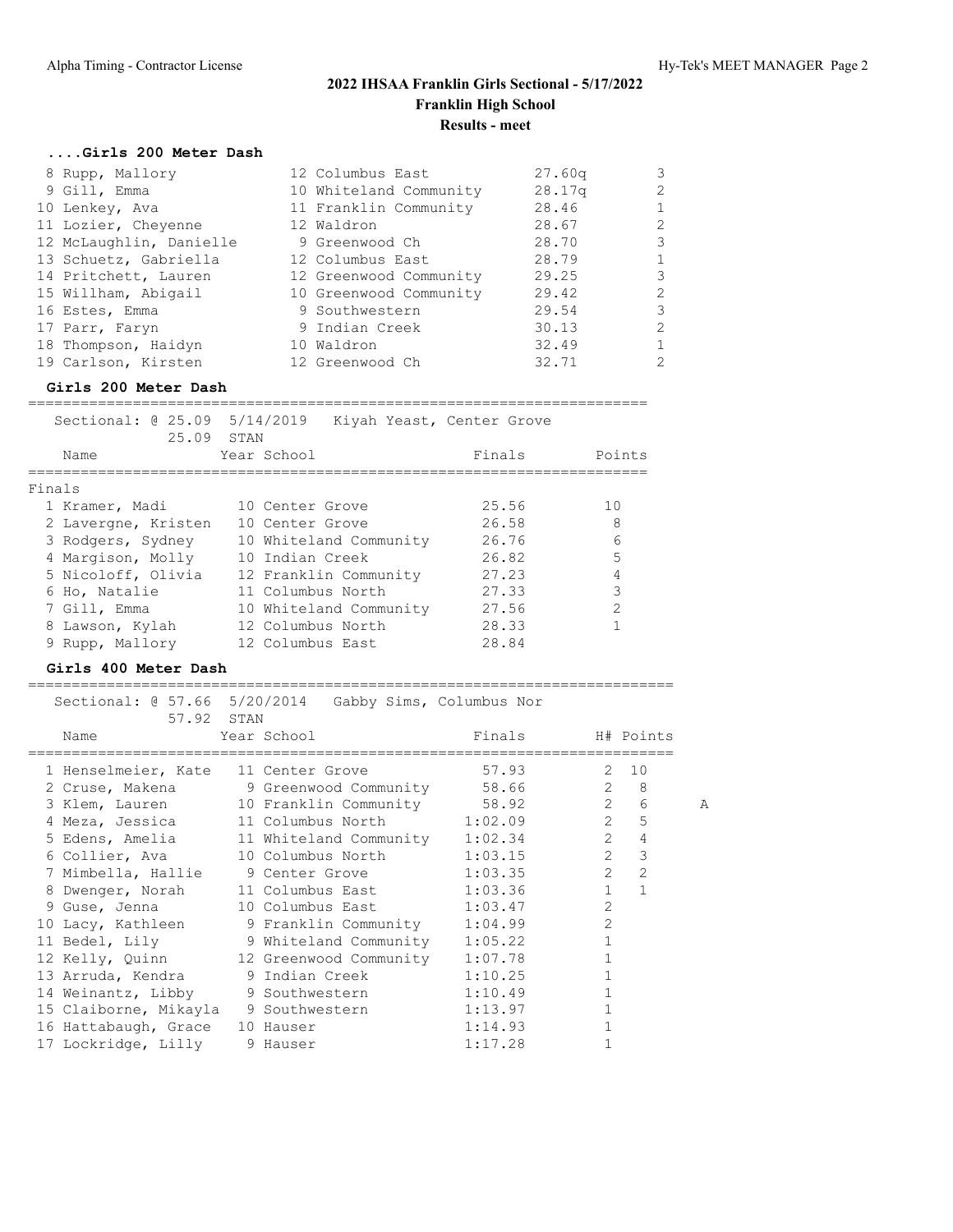#### ....Girls 200 Meter Dash

| Place | Name | Year | School | Prelims | H# |
|---|---|---|---|---|---|
| 8 | Rupp, Mallory | 12 | Columbus East | 27.60q | 3 |
| 9 | Gill, Emma | 10 | Whiteland Community | 28.17q | 2 |
| 10 | Lenkey, Ava | 11 | Franklin Community | 28.46 | 1 |
| 11 | Lozier, Cheyenne | 12 | Waldron | 28.67 | 2 |
| 12 | McLaughlin, Danielle | 9 | Greenwood Ch | 28.70 | 3 |
| 13 | Schuetz, Gabriella | 12 | Columbus East | 28.79 | 1 |
| 14 | Pritchett, Lauren | 12 | Greenwood Community | 29.25 | 3 |
| 15 | Willham, Abigail | 10 | Greenwood Community | 29.42 | 2 |
| 16 | Estes, Emma | 9 | Southwestern | 29.54 | 3 |
| 17 | Parr, Faryn | 9 | Indian Creek | 30.13 | 2 |
| 18 | Thompson, Haidyn | 10 | Waldron | 32.49 | 1 |
| 19 | Carlson, Kirsten | 12 | Greenwood Ch | 32.71 | 2 |

#### Girls 200 Meter Dash

Sectional: @ 25.09 5/14/2019 Kiyah Yeast, Center Grove
25.09 STAN

Finals

| Place | Name | Year | School | Finals | Points |
|---|---|---|---|---|---|
| 1 | Kramer, Madi | 10 | Center Grove | 25.56 | 10 |
| 2 | Lavergne, Kristen | 10 | Center Grove | 26.58 | 8 |
| 3 | Rodgers, Sydney | 10 | Whiteland Community | 26.76 | 6 |
| 4 | Margison, Molly | 10 | Indian Creek | 26.82 | 5 |
| 5 | Nicoloff, Olivia | 12 | Franklin Community | 27.23 | 4 |
| 6 | Ho, Natalie | 11 | Columbus North | 27.33 | 3 |
| 7 | Gill, Emma | 10 | Whiteland Community | 27.56 | 2 |
| 8 | Lawson, Kylah | 12 | Columbus North | 28.33 | 1 |
| 9 | Rupp, Mallory | 12 | Columbus East | 28.84 | |

#### Girls 400 Meter Dash

Sectional: @ 57.66 5/20/2014 Gabby Sims, Columbus Nor
57.92 STAN

| Place | Name | Year | School | Finals | H# | Points | |
|---|---|---|---|---|---|---|---|
| 1 | Henselmeier, Kate | 11 | Center Grove | 57.93 | 2 | 10 | |
| 2 | Cruse, Makena | 9 | Greenwood Community | 58.66 | 2 | 8 | |
| 3 | Klem, Lauren | 10 | Franklin Community | 58.92 | 2 | 6 | A |
| 4 | Meza, Jessica | 11 | Columbus North | 1:02.09 | 2 | 5 | |
| 5 | Edens, Amelia | 11 | Whiteland Community | 1:02.34 | 2 | 4 | |
| 6 | Collier, Ava | 10 | Columbus North | 1:03.15 | 2 | 3 | |
| 7 | Mimbella, Hallie | 9 | Center Grove | 1:03.35 | 2 | 2 | |
| 8 | Dwenger, Norah | 11 | Columbus East | 1:03.36 | 1 | 1 | |
| 9 | Guse, Jenna | 10 | Columbus East | 1:03.47 | 2 | | |
| 10 | Lacy, Kathleen | 9 | Franklin Community | 1:04.99 | 2 | | |
| 11 | Bedel, Lily | 9 | Whiteland Community | 1:05.22 | 1 | | |
| 12 | Kelly, Quinn | 12 | Greenwood Community | 1:07.78 | 1 | | |
| 13 | Arruda, Kendra | 9 | Indian Creek | 1:10.25 | 1 | | |
| 14 | Weinantz, Libby | 9 | Southwestern | 1:10.49 | 1 | | |
| 15 | Claiborne, Mikayla | 9 | Southwestern | 1:13.97 | 1 | | |
| 16 | Hattabaugh, Grace | 10 | Hauser | 1:14.93 | 1 | | |
| 17 | Lockridge, Lilly | 9 | Hauser | 1:17.28 | 1 | | |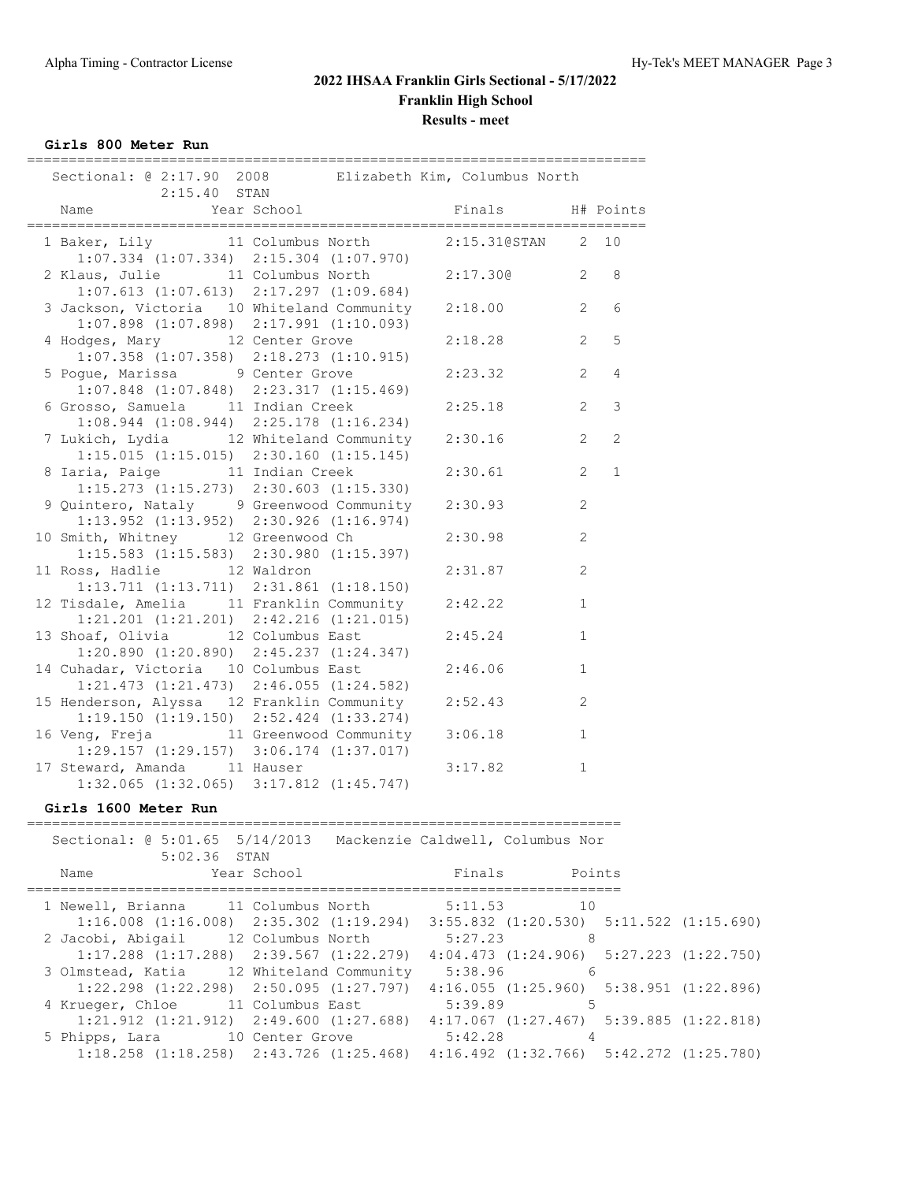# 2022 IHSAA Franklin Girls Sectional - 5/17/2022

## Franklin High School

### Results - meet

**Girls 800 Meter Run**

Sectional: @ 2:17.90 2008 Elizabeth Kim, Columbus North
2:15.40 STAN

| Place | Name | Year | School | Finals | H# | Points |
|---|---|---|---|---|---|---|
| 1 | Baker, Lily | 11 | Columbus North | 2:15.31@STAN | 2 | 10 |
| | 1:07.334 (1:07.334) 2:15.304 (1:07.970) | | | | | |
| 2 | Klaus, Julie | 11 | Columbus North | 2:17.30@ | 2 | 8 |
| | 1:07.613 (1:07.613) 2:17.297 (1:09.684) | | | | | |
| 3 | Jackson, Victoria | 10 | Whiteland Community | 2:18.00 | 2 | 6 |
| | 1:07.898 (1:07.898) 2:17.991 (1:10.093) | | | | | |
| 4 | Hodges, Mary | 12 | Center Grove | 2:18.28 | 2 | 5 |
| | 1:07.358 (1:07.358) 2:18.273 (1:10.915) | | | | | |
| 5 | Pogue, Marissa | 9 | Center Grove | 2:23.32 | 2 | 4 |
| | 1:07.848 (1:07.848) 2:23.317 (1:15.469) | | | | | |
| 6 | Grosso, Samuela | 11 | Indian Creek | 2:25.18 | 2 | 3 |
| | 1:08.944 (1:08.944) 2:25.178 (1:16.234) | | | | | |
| 7 | Lukich, Lydia | 12 | Whiteland Community | 2:30.16 | 2 | 2 |
| | 1:15.015 (1:15.015) 2:30.160 (1:15.145) | | | | | |
| 8 | Iaria, Paige | 11 | Indian Creek | 2:30.61 | 2 | 1 |
| | 1:15.273 (1:15.273) 2:30.603 (1:15.330) | | | | | |
| 9 | Quintero, Nataly | 9 | Greenwood Community | 2:30.93 | 2 | |
| | 1:13.952 (1:13.952) 2:30.926 (1:16.974) | | | | | |
| 10 | Smith, Whitney | 12 | Greenwood Ch | 2:30.98 | 2 | |
| | 1:15.583 (1:15.583) 2:30.980 (1:15.397) | | | | | |
| 11 | Ross, Hadlie | 12 | Waldron | 2:31.87 | 2 | |
| | 1:13.711 (1:13.711) 2:31.861 (1:18.150) | | | | | |
| 12 | Tisdale, Amelia | 11 | Franklin Community | 2:42.22 | 1 | |
| | 1:21.201 (1:21.201) 2:42.216 (1:21.015) | | | | | |
| 13 | Shoaf, Olivia | 12 | Columbus East | 2:45.24 | 1 | |
| | 1:20.890 (1:20.890) 2:45.237 (1:24.347) | | | | | |
| 14 | Cuhadar, Victoria | 10 | Columbus East | 2:46.06 | 1 | |
| | 1:21.473 (1:21.473) 2:46.055 (1:24.582) | | | | | |
| 15 | Henderson, Alyssa | 12 | Franklin Community | 2:52.43 | 2 | |
| | 1:19.150 (1:19.150) 2:52.424 (1:33.274) | | | | | |
| 16 | Veng, Freja | 11 | Greenwood Community | 3:06.18 | 1 | |
| | 1:29.157 (1:29.157) 3:06.174 (1:37.017) | | | | | |
| 17 | Steward, Amanda | 11 | Hauser | 3:17.82 | 1 | |
| | 1:32.065 (1:32.065) 3:17.812 (1:45.747) | | | | | |

**Girls 1600 Meter Run**

Sectional: @ 5:01.65 5/14/2013 Mackenzie Caldwell, Columbus Nor
5:02.36 STAN

| Place | Name | Year | School | Finals | Points |
|---|---|---|---|---|---|
| 1 | Newell, Brianna | 11 | Columbus North | 5:11.53 | 10 |
| | 1:16.008 (1:16.008) 2:35.302 (1:19.294) 3:55.832 (1:20.530) 5:11.522 (1:15.690) | | | | |
| 2 | Jacobi, Abigail | 12 | Columbus North | 5:27.23 | 8 |
| | 1:17.288 (1:17.288) 2:39.567 (1:22.279) 4:04.473 (1:24.906) 5:27.223 (1:22.750) | | | | |
| 3 | Olmstead, Katia | 12 | Whiteland Community | 5:38.96 | 6 |
| | 1:22.298 (1:22.298) 2:50.095 (1:27.797) 4:16.055 (1:25.960) 5:38.951 (1:22.896) | | | | |
| 4 | Krueger, Chloe | 11 | Columbus East | 5:39.89 | 5 |
| | 1:21.912 (1:21.912) 2:49.600 (1:27.688) 4:17.067 (1:27.467) 5:39.885 (1:22.818) | | | | |
| 5 | Phipps, Lara | 10 | Center Grove | 5:42.28 | 4 |
| | 1:18.258 (1:18.258) 2:43.726 (1:25.468) 4:16.492 (1:32.766) 5:42.272 (1:25.780) | | | | |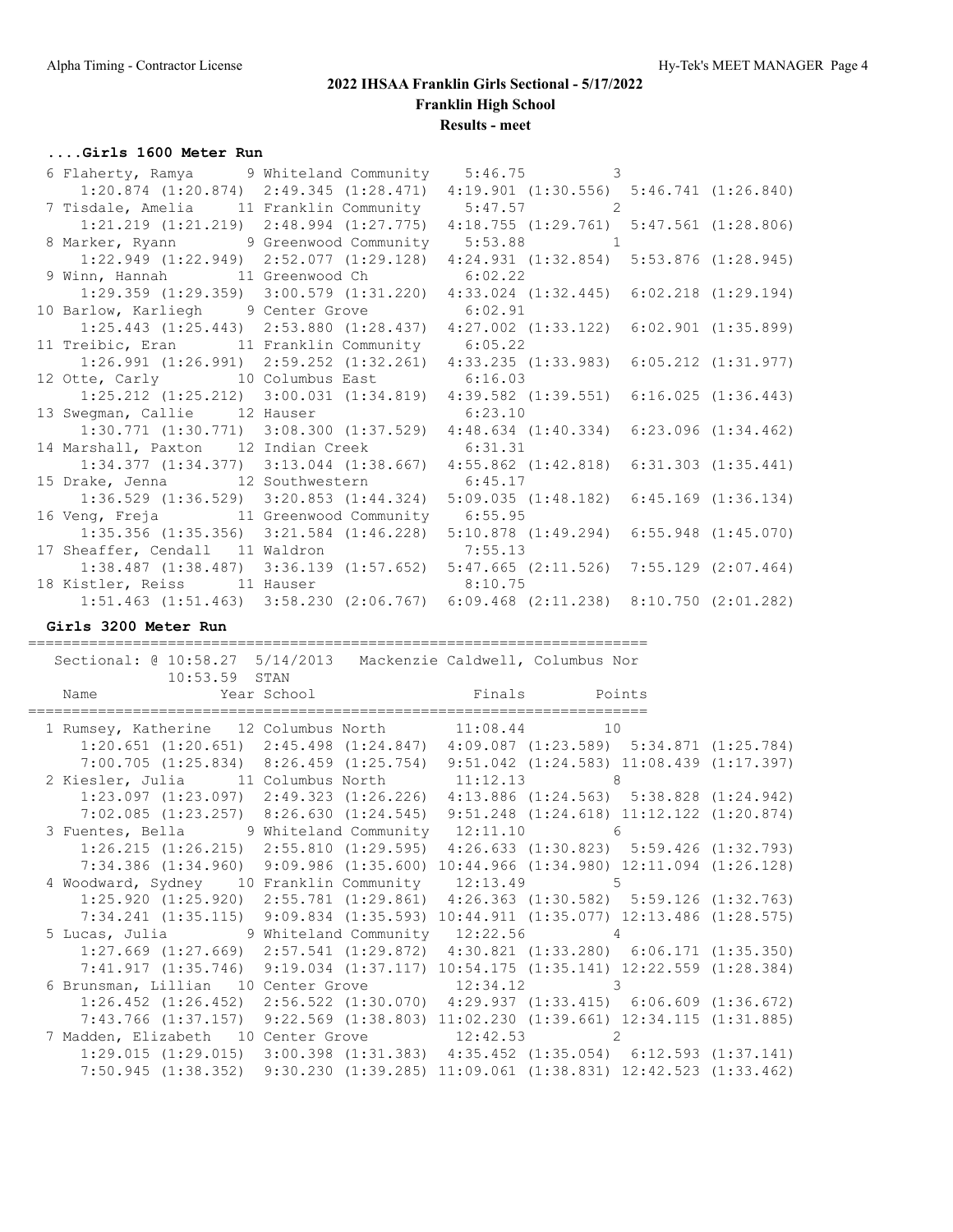## 2022 IHSAA Franklin Girls Sectional - 5/17/2022

**Franklin High School**

**Results - meet**

### ....Girls 1600 Meter Run

```
  6 Flaherty, Ramya       9 Whiteland Community    5:46.75          3
      1:20.874 (1:20.874)  2:49.345 (1:28.471)  4:19.901 (1:30.556)  5:46.741 (1:26.840)
  7 Tisdale, Amelia      11 Franklin Community     5:47.57          2
      1:21.219 (1:21.219)  2:48.994 (1:27.775)  4:18.755 (1:29.761)  5:47.561 (1:28.806)
  8 Marker, Ryann         9 Greenwood Community    5:53.88          1
      1:22.949 (1:22.949)  2:52.077 (1:29.128)  4:24.931 (1:32.854)  5:53.876 (1:28.945)
  9 Winn, Hannah         11 Greenwood Ch           6:02.22
      1:29.359 (1:29.359)  3:00.579 (1:31.220)  4:33.024 (1:32.445)  6:02.218 (1:29.194)
 10 Barlow, Karliegh      9 Center Grove           6:02.91
      1:25.443 (1:25.443)  2:53.880 (1:28.437)  4:27.002 (1:33.122)  6:02.901 (1:35.899)
 11 Treibic, Eran        11 Franklin Community     6:05.22
      1:26.991 (1:26.991)  2:59.252 (1:32.261)  4:33.235 (1:33.983)  6:05.212 (1:31.977)
 12 Otte, Carly          10 Columbus East          6:16.03
      1:25.212 (1:25.212)  3:00.031 (1:34.819)  4:39.582 (1:39.551)  6:16.025 (1:36.443)
 13 Swegman, Callie      12 Hauser                 6:23.10
      1:30.771 (1:30.771)  3:08.300 (1:37.529)  4:48.634 (1:40.334)  6:23.096 (1:34.462)
 14 Marshall, Paxton     12 Indian Creek           6:31.31
      1:34.377 (1:34.377)  3:13.044 (1:38.667)  4:55.862 (1:42.818)  6:31.303 (1:35.441)
 15 Drake, Jenna         12 Southwestern           6:45.17
      1:36.529 (1:36.529)  3:20.853 (1:44.324)  5:09.035 (1:48.182)  6:45.169 (1:36.134)
 16 Veng, Freja          11 Greenwood Community    6:55.95
      1:35.356 (1:35.356)  3:21.584 (1:46.228)  5:10.878 (1:49.294)  6:55.948 (1:45.070)
 17 Sheaffer, Cendall    11 Waldron                7:55.13
      1:38.487 (1:38.487)  3:36.139 (1:57.652)  5:47.665 (2:11.526)  7:55.129 (2:07.464)
 18 Kistler, Reiss       11 Hauser                 8:10.75
      1:51.463 (1:51.463)  3:58.230 (2:06.767)  6:09.468 (2:11.238)  8:10.750 (2:01.282)
```

### Girls 3200 Meter Run

```
=======================================================================
   Sectional: @ 10:58.27  5/14/2013   Mackenzie Caldwell, Columbus Nor
            10:53.59  STAN
    Name                Year School                 Finals        Points
=======================================================================
  1 Rumsey, Katherine   12 Columbus North        11:08.44         10
      1:20.651 (1:20.651)  2:45.498 (1:24.847)  4:09.087 (1:23.589)  5:34.871 (1:25.784)
      7:00.705 (1:25.834)  8:26.459 (1:25.754)  9:51.042 (1:24.583) 11:08.439 (1:17.397)
  2 Kiesler, Julia      11 Columbus North        11:12.13          8
      1:23.097 (1:23.097)  2:49.323 (1:26.226)  4:13.886 (1:24.563)  5:38.828 (1:24.942)
      7:02.085 (1:23.257)  8:26.630 (1:24.545)  9:51.248 (1:24.618) 11:12.122 (1:20.874)
  3 Fuentes, Bella       9 Whiteland Community   12:11.10          6
      1:26.215 (1:26.215)  2:55.810 (1:29.595)  4:26.633 (1:30.823)  5:59.426 (1:32.793)
      7:34.386 (1:34.960)  9:09.986 (1:35.600) 10:44.966 (1:34.980) 12:11.094 (1:26.128)
  4 Woodward, Sydney    10 Franklin Community    12:13.49          5
      1:25.920 (1:25.920)  2:55.781 (1:29.861)  4:26.363 (1:30.582)  5:59.126 (1:32.763)
      7:34.241 (1:35.115)  9:09.834 (1:35.593) 10:44.911 (1:35.077) 12:13.486 (1:28.575)
  5 Lucas, Julia         9 Whiteland Community   12:22.56          4
      1:27.669 (1:27.669)  2:57.541 (1:29.872)  4:30.821 (1:33.280)  6:06.171 (1:35.350)
      7:41.917 (1:35.746)  9:19.034 (1:37.117) 10:54.175 (1:35.141) 12:22.559 (1:28.384)
  6 Brunsman, Lillian   10 Center Grove          12:34.12          3
      1:26.452 (1:26.452)  2:56.522 (1:30.070)  4:29.937 (1:33.415)  6:06.609 (1:36.672)
      7:43.766 (1:37.157)  9:22.569 (1:38.803) 11:02.230 (1:39.661) 12:34.115 (1:31.885)
  7 Madden, Elizabeth   10 Center Grove          12:42.53          2
      1:29.015 (1:29.015)  3:00.398 (1:31.383)  4:35.452 (1:35.054)  6:12.593 (1:37.141)
      7:50.945 (1:38.352)  9:30.230 (1:39.285) 11:09.061 (1:38.831) 12:42.523 (1:33.462)
```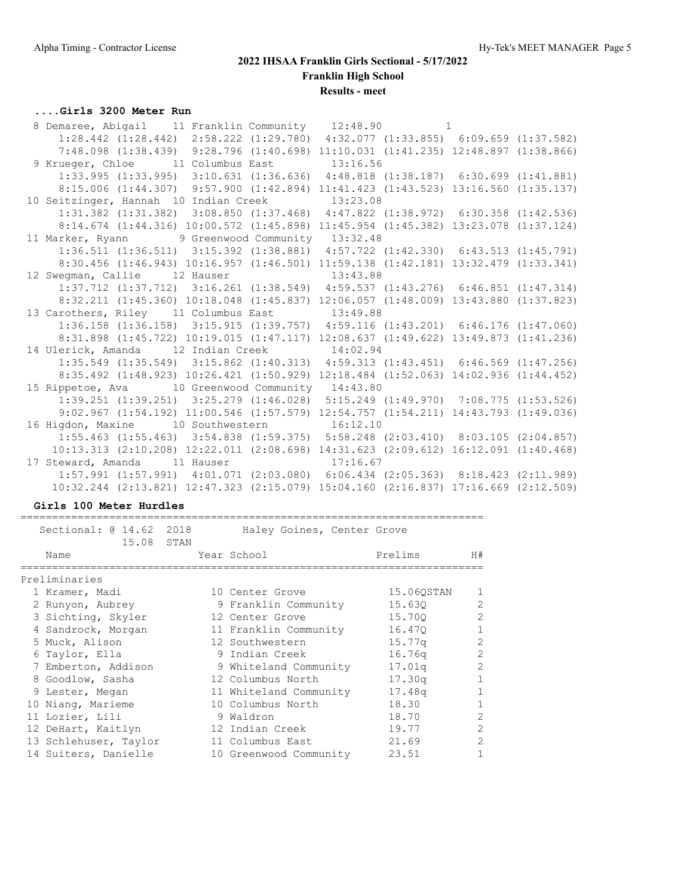## 2022 IHSAA Franklin Girls Sectional - 5/17/2022

### Franklin High School

### Results - meet

#### ....Girls 3200 Meter Run

```
  8 Demaree, Abigail    11 Franklin Community    12:48.90          1
     1:28.442 (1:28.442)  2:58.222 (1:29.780)  4:32.077 (1:33.855)  6:09.659 (1:37.582)
     7:48.098 (1:38.439)  9:28.796 (1:40.698) 11:10.031 (1:41.235) 12:48.897 (1:38.866)
  9 Krueger, Chloe      11 Columbus East         13:16.56
     1:33.995 (1:33.995)  3:10.631 (1:36.636)  4:48.818 (1:38.187)  6:30.699 (1:41.881)
     8:15.006 (1:44.307)  9:57.900 (1:42.894) 11:41.423 (1:43.523) 13:16.560 (1:35.137)
 10 Seitzinger, Hannah  10 Indian Creek          13:23.08
     1:31.382 (1:31.382)  3:08.850 (1:37.468)  4:47.822 (1:38.972)  6:30.358 (1:42.536)
     8:14.674 (1:44.316) 10:00.572 (1:45.898) 11:45.954 (1:45.382) 13:23.078 (1:37.124)
 11 Marker, Ryann        9 Greenwood Community   13:32.48
     1:36.511 (1:36.511)  3:15.392 (1:38.881)  4:57.722 (1:42.330)  6:43.513 (1:45.791)
     8:30.456 (1:46.943) 10:16.957 (1:46.501) 11:59.138 (1:42.181) 13:32.479 (1:33.341)
 12 Swegman, Callie     12 Hauser                13:43.88
     1:37.712 (1:37.712)  3:16.261 (1:38.549)  4:59.537 (1:43.276)  6:46.851 (1:47.314)
     8:32.211 (1:45.360) 10:18.048 (1:45.837) 12:06.057 (1:48.009) 13:43.880 (1:37.823)
 13 Carothers, Riley    11 Columbus East         13:49.88
     1:36.158 (1:36.158)  3:15.915 (1:39.757)  4:59.116 (1:43.201)  6:46.176 (1:47.060)
     8:31.898 (1:45.722) 10:19.015 (1:47.117) 12:08.637 (1:49.622) 13:49.873 (1:41.236)
 14 Ulerick, Amanda     12 Indian Creek          14:02.94
     1:35.549 (1:35.549)  3:15.862 (1:40.313)  4:59.313 (1:43.451)  6:46.569 (1:47.256)
     8:35.492 (1:48.923) 10:26.421 (1:50.929) 12:18.484 (1:52.063) 14:02.936 (1:44.452)
 15 Rippetoe, Ava       10 Greenwood Community   14:43.80
     1:39.251 (1:39.251)  3:25.279 (1:46.028)  5:15.249 (1:49.970)  7:08.775 (1:53.526)
     9:02.967 (1:54.192) 11:00.546 (1:57.579) 12:54.757 (1:54.211) 14:43.793 (1:49.036)
 16 Higdon, Maxine      10 Southwestern          16:12.10
     1:55.463 (1:55.463)  3:54.838 (1:59.375)  5:58.248 (2:03.410)  8:03.105 (2:04.857)
    10:13.313 (2:10.208) 12:22.011 (2:08.698) 14:31.623 (2:09.612) 16:12.091 (1:40.468)
 17 Steward, Amanda     11 Hauser                17:16.67
     1:57.991 (1:57.991)  4:01.071 (2:03.080)  6:06.434 (2:05.363)  8:18.423 (2:11.989)
    10:32.244 (2:13.821) 12:47.323 (2:15.079) 15:04.160 (2:16.837) 17:16.669 (2:12.509)
```

#### Girls 100 Meter Hurdles

Sectional: @ 14.62 2018 Haley Goines, Center Grove
15.08 STAN

| Name | Year | School | Prelims | H# |
|---|---|---|---|---|
| **Preliminaries** | | | | |
| 1 Kramer, Madi | 10 | Center Grove | 15.06QSTAN | 1 |
| 2 Runyon, Aubrey | 9 | Franklin Community | 15.63Q | 2 |
| 3 Sichting, Skyler | 12 | Center Grove | 15.70Q | 2 |
| 4 Sandrock, Morgan | 11 | Franklin Community | 16.47Q | 1 |
| 5 Muck, Alison | 12 | Southwestern | 15.77q | 2 |
| 6 Taylor, Ella | 9 | Indian Creek | 16.76q | 2 |
| 7 Emberton, Addison | 9 | Whiteland Community | 17.01q | 2 |
| 8 Goodlow, Sasha | 12 | Columbus North | 17.30q | 1 |
| 9 Lester, Megan | 11 | Whiteland Community | 17.48q | 1 |
| 10 Niang, Marieme | 10 | Columbus North | 18.30 | 1 |
| 11 Lozier, Lili | 9 | Waldron | 18.70 | 2 |
| 12 DeHart, Kaitlyn | 12 | Indian Creek | 19.77 | 2 |
| 13 Schlehuser, Taylor | 11 | Columbus East | 21.69 | 2 |
| 14 Suiters, Danielle | 10 | Greenwood Community | 23.51 | 1 |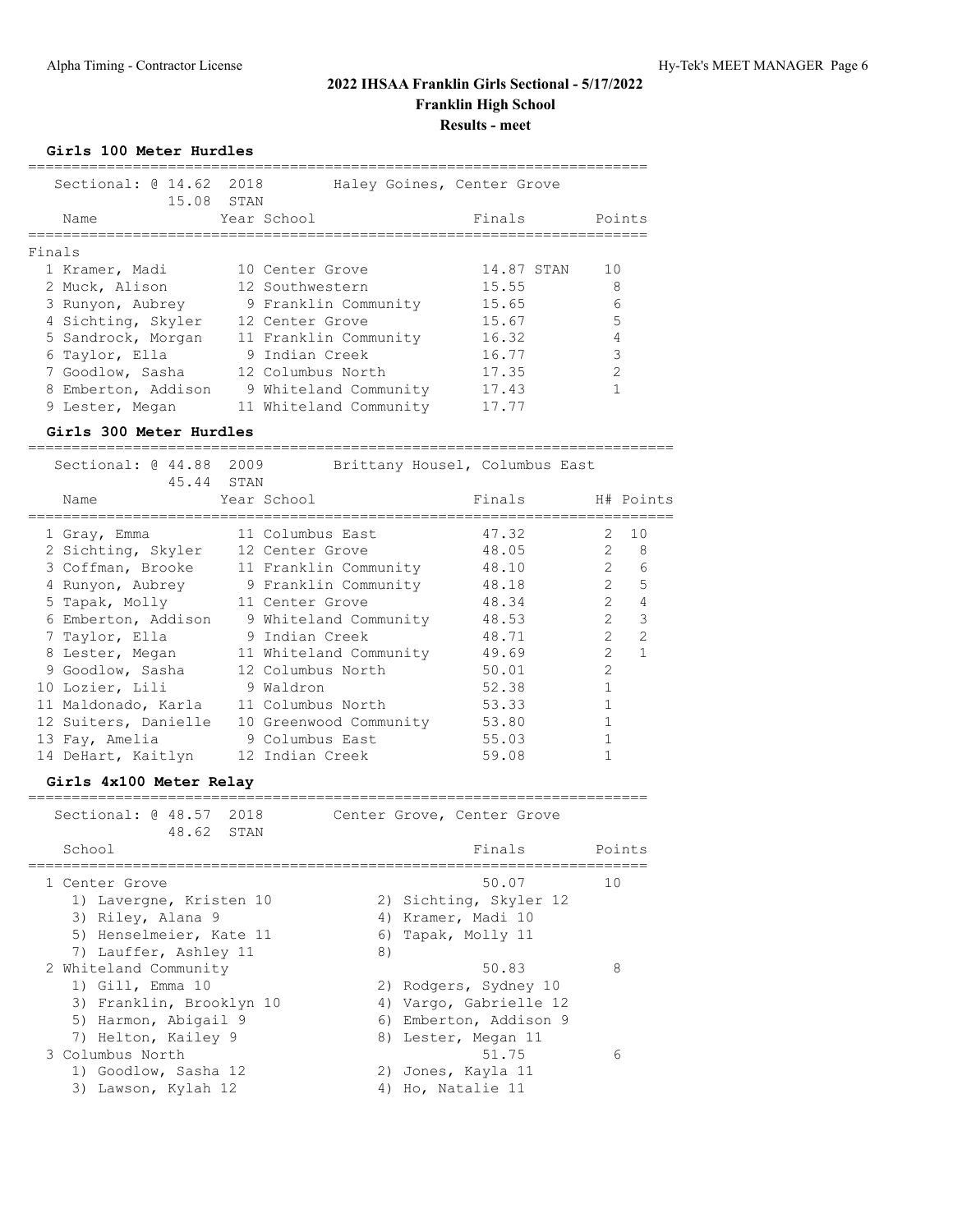## 2022 IHSAA Franklin Girls Sectional - 5/17/2022
## Franklin High School
## Results - meet

### Girls 100 Meter Hurdles

Sectional: @ 14.62 2018 Haley Goines, Center Grove
15.08 STAN

Finals

| Place | Name | Year | School | Finals | | Points |
|---|---|---|---|---|---|---|
| 1 | Kramer, Madi | 10 | Center Grove | 14.87 | STAN | 10 |
| 2 | Muck, Alison | 12 | Southwestern | 15.55 | | 8 |
| 3 | Runyon, Aubrey | 9 | Franklin Community | 15.65 | | 6 |
| 4 | Sichting, Skyler | 12 | Center Grove | 15.67 | | 5 |
| 5 | Sandrock, Morgan | 11 | Franklin Community | 16.32 | | 4 |
| 6 | Taylor, Ella | 9 | Indian Creek | 16.77 | | 3 |
| 7 | Goodlow, Sasha | 12 | Columbus North | 17.35 | | 2 |
| 8 | Emberton, Addison | 9 | Whiteland Community | 17.43 | | 1 |
| 9 | Lester, Megan | 11 | Whiteland Community | 17.77 | | |

### Girls 300 Meter Hurdles

Sectional: @ 44.88 2009 Brittany Housel, Columbus East
45.44 STAN

| Place | Name | Year | School | Finals | H# | Points |
|---|---|---|---|---|---|---|
| 1 | Gray, Emma | 11 | Columbus East | 47.32 | 2 | 10 |
| 2 | Sichting, Skyler | 12 | Center Grove | 48.05 | 2 | 8 |
| 3 | Coffman, Brooke | 11 | Franklin Community | 48.10 | 2 | 6 |
| 4 | Runyon, Aubrey | 9 | Franklin Community | 48.18 | 2 | 5 |
| 5 | Tapak, Molly | 11 | Center Grove | 48.34 | 2 | 4 |
| 6 | Emberton, Addison | 9 | Whiteland Community | 48.53 | 2 | 3 |
| 7 | Taylor, Ella | 9 | Indian Creek | 48.71 | 2 | 2 |
| 8 | Lester, Megan | 11 | Whiteland Community | 49.69 | 2 | 1 |
| 9 | Goodlow, Sasha | 12 | Columbus North | 50.01 | 2 | |
| 10 | Lozier, Lili | 9 | Waldron | 52.38 | 1 | |
| 11 | Maldonado, Karla | 11 | Columbus North | 53.33 | 1 | |
| 12 | Suiters, Danielle | 10 | Greenwood Community | 53.80 | 1 | |
| 13 | Fay, Amelia | 9 | Columbus East | 55.03 | 1 | |
| 14 | DeHart, Kaitlyn | 12 | Indian Creek | 59.08 | 1 | |

### Girls 4x100 Meter Relay

Sectional: @ 48.57 2018 Center Grove, Center Grove
48.62 STAN

| Place | School | Finals | Points |
|---|---|---|---|
| 1 | Center Grove | 50.07 | 10 |
| 2 | Whiteland Community | 50.83 | 8 |
| 3 | Columbus North | 51.75 | 6 |

1 Center Grove — 50.07 — 10
1) Lavergne, Kristen 10; 2) Sichting, Skyler 12; 3) Riley, Alana 9; 4) Kramer, Madi 10; 5) Henselmeier, Kate 11; 6) Tapak, Molly 11; 7) Lauffer, Ashley 11; 8)

2 Whiteland Community — 50.83 — 8
1) Gill, Emma 10; 2) Rodgers, Sydney 10; 3) Franklin, Brooklyn 10; 4) Vargo, Gabrielle 12; 5) Harmon, Abigail 9; 6) Emberton, Addison 9; 7) Helton, Kailey 9; 8) Lester, Megan 11

3 Columbus North — 51.75 — 6
1) Goodlow, Sasha 12; 2) Jones, Kayla 11; 3) Lawson, Kylah 12; 4) Ho, Natalie 11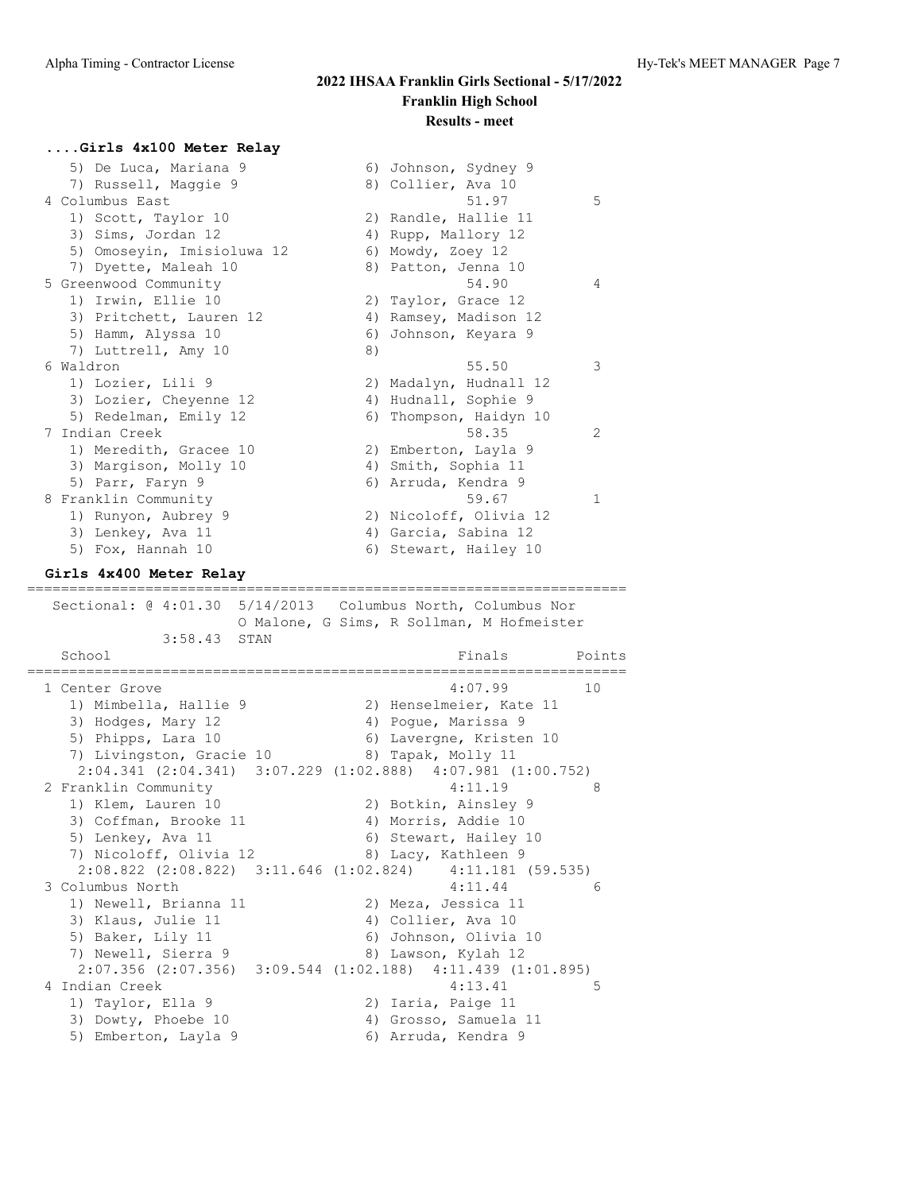## 2022 IHSAA Franklin Girls Sectional - 5/17/2022

**Franklin High School**

**Results - meet**

### ....Girls 4x100 Meter Relay

```
   5) De Luca, Mariana 9              6) Johnson, Sydney 9
   7) Russell, Maggie 9               8) Collier, Ava 10
 4 Columbus East                                51.97          5
   1) Scott, Taylor 10                2) Randle, Hallie 11
   3) Sims, Jordan 12                 4) Rupp, Mallory 12
   5) Omoseyin, Imisioluwa 12         6) Mowdy, Zoey 12
   7) Dyette, Maleah 10               8) Patton, Jenna 10
 5 Greenwood Community                          54.90          4
   1) Irwin, Ellie 10                 2) Taylor, Grace 12
   3) Pritchett, Lauren 12            4) Ramsey, Madison 12
   5) Hamm, Alyssa 10                 6) Johnson, Keyara 9
   7) Luttrell, Amy 10                8)
 6 Waldron                                      55.50          3
   1) Lozier, Lili 9                  2) Madalyn, Hudnall 12
   3) Lozier, Cheyenne 12             4) Hudnall, Sophie 9
   5) Redelman, Emily 12              6) Thompson, Haidyn 10
 7 Indian Creek                                 58.35          2
   1) Meredith, Gracee 10             2) Emberton, Layla 9
   3) Margison, Molly 10              4) Smith, Sophia 11
   5) Parr, Faryn 9                   6) Arruda, Kendra 9
 8 Franklin Community                           59.67          1
   1) Runyon, Aubrey 9                2) Nicoloff, Olivia 12
   3) Lenkey, Ava 11                  4) Garcia, Sabina 12
   5) Fox, Hannah 10                  6) Stewart, Hailey 10
```

### Girls 4x400 Meter Relay

```
=======================================================================
   Sectional: @ 4:01.30  5/14/2013   Columbus North, Columbus Nor
                    O Malone, G Sims, R Sollman, M Hofmeister
            3:58.43  STAN
   School                                       Finals        Points
=======================================================================
 1 Center Grove                                 4:07.99         10
   1) Mimbella, Hallie 9              2) Henselmeier, Kate 11
   3) Hodges, Mary 12                 4) Pogue, Marissa 9
   5) Phipps, Lara 10                 6) Lavergne, Kristen 10
   7) Livingston, Gracie 10           8) Tapak, Molly 11
    2:04.341 (2:04.341)  3:07.229 (1:02.888)  4:07.981 (1:00.752)
 2 Franklin Community                           4:11.19          8
   1) Klem, Lauren 10                 2) Botkin, Ainsley 9
   3) Coffman, Brooke 11              4) Morris, Addie 10
   5) Lenkey, Ava 11                  6) Stewart, Hailey 10
   7) Nicoloff, Olivia 12             8) Lacy, Kathleen 9
    2:08.822 (2:08.822)  3:11.646 (1:02.824)    4:11.181 (59.535)
 3 Columbus North                               4:11.44          6
   1) Newell, Brianna 11              2) Meza, Jessica 11
   3) Klaus, Julie 11                 4) Collier, Ava 10
   5) Baker, Lily 11                  6) Johnson, Olivia 10
   7) Newell, Sierra 9                8) Lawson, Kylah 12
    2:07.356 (2:07.356)  3:09.544 (1:02.188)  4:11.439 (1:01.895)
 4 Indian Creek                                 4:13.41          5
   1) Taylor, Ella 9                  2) Iaria, Paige 11
   3) Dowty, Phoebe 10                4) Grosso, Samuela 11
   5) Emberton, Layla 9               6) Arruda, Kendra 9
```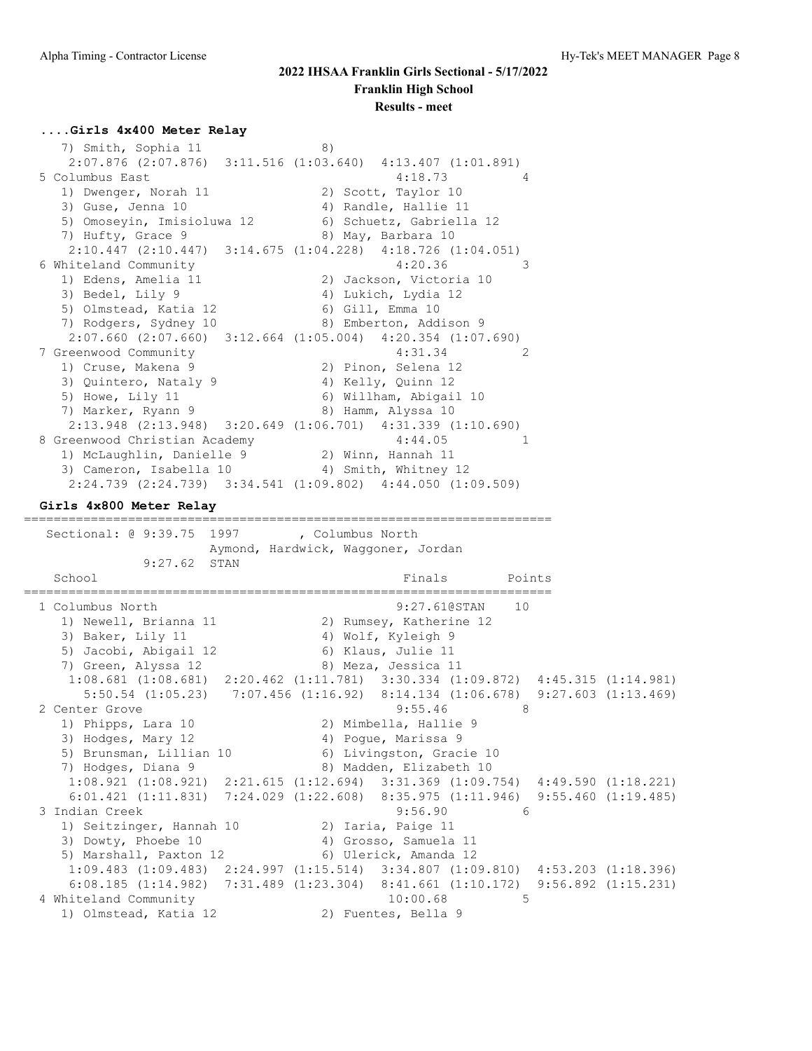## 2022 IHSAA Franklin Girls Sectional - 5/17/2022

**Franklin High School**

**Results - meet**

### ....Girls 4x400 Meter Relay

```
   7) Smith, Sophia 11              8)
    2:07.876 (2:07.876)  3:11.516 (1:03.640)  4:13.407 (1:01.891)
 5 Columbus East                                4:18.73          4
   1) Dwenger, Norah 11             2) Scott, Taylor 10
   3) Guse, Jenna 10                4) Randle, Hallie 11
   5) Omoseyin, Imisioluwa 12       6) Schuetz, Gabriella 12
   7) Hufty, Grace 9                8) May, Barbara 10
    2:10.447 (2:10.447)  3:14.675 (1:04.228)  4:18.726 (1:04.051)
 6 Whiteland Community                          4:20.36          3
   1) Edens, Amelia 11              2) Jackson, Victoria 10
   3) Bedel, Lily 9                 4) Lukich, Lydia 12
   5) Olmstead, Katia 12            6) Gill, Emma 10
   7) Rodgers, Sydney 10            8) Emberton, Addison 9
    2:07.660 (2:07.660)  3:12.664 (1:05.004)  4:20.354 (1:07.690)
 7 Greenwood Community                          4:31.34          2
   1) Cruse, Makena 9               2) Pinon, Selena 12
   3) Quintero, Nataly 9            4) Kelly, Quinn 12
   5) Howe, Lily 11                 6) Willham, Abigail 10
   7) Marker, Ryann 9               8) Hamm, Alyssa 10
    2:13.948 (2:13.948)  3:20.649 (1:06.701)  4:31.339 (1:10.690)
 8 Greenwood Christian Academy                  4:44.05          1
   1) McLaughlin, Danielle 9        2) Winn, Hannah 11
   3) Cameron, Isabella 10          4) Smith, Whitney 12
    2:24.739 (2:24.739)  3:34.541 (1:09.802)  4:44.050 (1:09.509)
```

### Girls 4x800 Meter Relay

```
=========================================================================
  Sectional: @ 9:39.75  1997       , Columbus North
                       Aymond, Hardwick, Waggoner, Jordan
           9:27.62  STAN
   School                                       Finals        Points
=========================================================================
 1 Columbus North                               9:27.61@STAN    10
   1) Newell, Brianna 11            2) Rumsey, Katherine 12
   3) Baker, Lily 11                4) Wolf, Kyleigh 9
   5) Jacobi, Abigail 12            6) Klaus, Julie 11
   7) Green, Alyssa 12              8) Meza, Jessica 11
    1:08.681 (1:08.681)  2:20.462 (1:11.781)  3:30.334 (1:09.872)  4:45.315 (1:14.981)
      5:50.54 (1:05.23)   7:07.456 (1:16.92)  8:14.134 (1:06.678)  9:27.603 (1:13.469)
 2 Center Grove                                 9:55.46          8
   1) Phipps, Lara 10               2) Mimbella, Hallie 9
   3) Hodges, Mary 12               4) Pogue, Marissa 9
   5) Brunsman, Lillian 10          6) Livingston, Gracie 10
   7) Hodges, Diana 9               8) Madden, Elizabeth 10
    1:08.921 (1:08.921)  2:21.615 (1:12.694)  3:31.369 (1:09.754)  4:49.590 (1:18.221)
    6:01.421 (1:11.831)  7:24.029 (1:22.608)  8:35.975 (1:11.946)  9:55.460 (1:19.485)
 3 Indian Creek                                 9:56.90          6
   1) Seitzinger, Hannah 10         2) Iaria, Paige 11
   3) Dowty, Phoebe 10              4) Grosso, Samuela 11
   5) Marshall, Paxton 12           6) Ulerick, Amanda 12
    1:09.483 (1:09.483)  2:24.997 (1:15.514)  3:34.807 (1:09.810)  4:53.203 (1:18.396)
    6:08.185 (1:14.982)  7:31.489 (1:23.304)  8:41.661 (1:10.172)  9:56.892 (1:15.231)
 4 Whiteland Community                          10:00.68         5
   1) Olmstead, Katia 12            2) Fuentes, Bella 9
```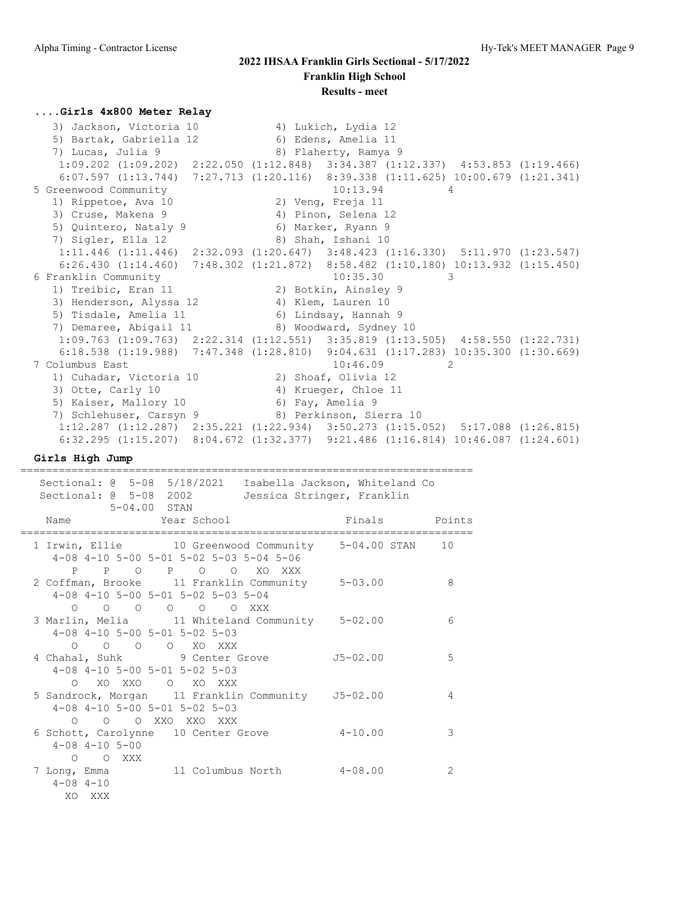## 2022 IHSAA Franklin Girls Sectional - 5/17/2022

**Franklin High School**

**Results - meet**

### ....Girls 4x800 Meter Relay

```
   3) Jackson, Victoria 10            4) Lukich, Lydia 12
   5) Bartak, Gabriella 12            6) Edens, Amelia 11
   7) Lucas, Julia 9                  8) Flaherty, Ramya 9
    1:09.202 (1:09.202)  2:22.050 (1:12.848)  3:34.387 (1:12.337)  4:53.853 (1:19.466)
    6:07.597 (1:13.744)  7:27.713 (1:20.116)  8:39.338 (1:11.625) 10:00.679 (1:21.341)
 5 Greenwood Community                            10:13.94          4
   1) Rippetoe, Ava 10                2) Veng, Freja 11
   3) Cruse, Makena 9                 4) Pinon, Selena 12
   5) Quintero, Nataly 9              6) Marker, Ryann 9
   7) Sigler, Ella 12                 8) Shah, Ishani 10
    1:11.446 (1:11.446)  2:32.093 (1:20.647)  3:48.423 (1:16.330)  5:11.970 (1:23.547)
    6:26.430 (1:14.460)  7:48.302 (1:21.872)  8:58.482 (1:10.180) 10:13.932 (1:15.450)
 6 Franklin Community                             10:35.30          3
   1) Treibic, Eran 11                2) Botkin, Ainsley 9
   3) Henderson, Alyssa 12            4) Klem, Lauren 10
   5) Tisdale, Amelia 11              6) Lindsay, Hannah 9
   7) Demaree, Abigail 11             8) Woodward, Sydney 10
    1:09.763 (1:09.763)  2:22.314 (1:12.551)  3:35.819 (1:13.505)  4:58.550 (1:22.731)
    6:18.538 (1:19.988)  7:47.348 (1:28.810)  9:04.631 (1:17.283) 10:35.300 (1:30.669)
 7 Columbus East                                  10:46.09          2
   1) Cuhadar, Victoria 10            2) Shoaf, Olivia 12
   3) Otte, Carly 10                  4) Krueger, Chloe 11
   5) Kaiser, Mallory 10              6) Fay, Amelia 9
   7) Schlehuser, Carsyn 9            8) Perkinson, Sierra 10
    1:12.287 (1:12.287)  2:35.221 (1:22.934)  3:50.273 (1:15.052)  5:17.088 (1:26.815)
    6:32.295 (1:15.207)  8:04.672 (1:32.377)  9:21.486 (1:16.814) 10:46.087 (1:24.601)
```

### Girls High Jump

```
=======================================================================
   Sectional: @  5-08  5/18/2021   Isabella Jackson, Whiteland Co
   Sectional: @  5-08  2002        Jessica Stringer, Franklin
            5-04.00  STAN
    Name              Year School                 Finals        Points
=======================================================================
  1 Irwin, Ellie        10 Greenwood Community    5-04.00 STAN    10
     4-08 4-10 5-00 5-01 5-02 5-03 5-04 5-06
        P    P    O    P    O    O   XO  XXX
  2 Coffman, Brooke     11 Franklin Community     5-03.00          8
     4-08 4-10 5-00 5-01 5-02 5-03 5-04
        O    O    O    O    O    O  XXX
  3 Marlin, Melia       11 Whiteland Community    5-02.00          6
     4-08 4-10 5-00 5-01 5-02 5-03
        O    O    O    O   XO  XXX
  4 Chahal, Suhk         9 Center Grove          J5-02.00          5
     4-08 4-10 5-00 5-01 5-02 5-03
        O   XO  XXO    O   XO  XXX
  5 Sandrock, Morgan    11 Franklin Community    J5-02.00          4
     4-08 4-10 5-00 5-01 5-02 5-03
        O    O    O  XXO  XXO  XXX
  6 Schott, Carolynne   10 Center Grove           4-10.00          3
     4-08 4-10 5-00
        O    O  XXX
  7 Long, Emma          11 Columbus North         4-08.00          2
     4-08 4-10
       XO  XXX
```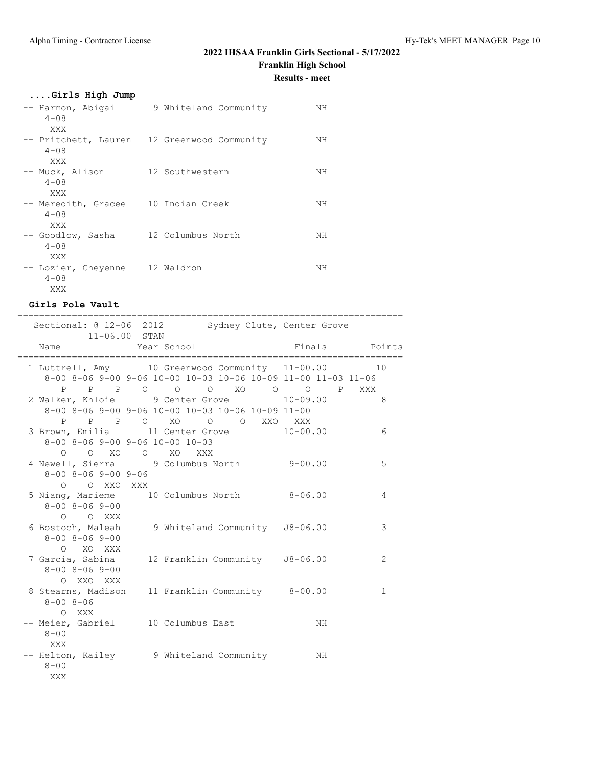## 2022 IHSAA Franklin Girls Sectional - 5/17/2022
### Franklin High School
### Results - meet

**....Girls High Jump**

```
 -- Harmon, Abigail       9 Whiteland Community         NH
    4-08
     XXX
 -- Pritchett, Lauren    12 Greenwood Community         NH
    4-08
     XXX
 -- Muck, Alison         12 Southwestern                NH
    4-08
     XXX
 -- Meredith, Gracee     10 Indian Creek                NH
    4-08
     XXX
 -- Goodlow, Sasha       12 Columbus North              NH
    4-08
     XXX
 -- Lozier, Cheyenne     12 Waldron                     NH
    4-08
     XXX
```

**Girls Pole Vault**

```
=======================================================================
   Sectional: @ 12-06  2012        Sydney Clute, Center Grove         
            11-06.00  STAN
   Name              Year School                 Finals        Points
=======================================================================
  1 Luttrell, Amy       10 Greenwood Community   11-00.00         10  
     8-00 8-06 9-00 9-06 10-00 10-03 10-06 10-09 11-00 11-03 11-06
        P    P    P    O     O     O    XO     O     O     P   XXX
  2 Walker, Khloie       9 Center Grove          10-09.00          8  
     8-00 8-06 9-00 9-06 10-00 10-03 10-06 10-09 11-00
        P    P    P    O    XO     O     O   XXO   XXX
  3 Brown, Emilia       11 Center Grove          10-00.00          6  
     8-00 8-06 9-00 9-06 10-00 10-03
        O    O   XO    O    XO   XXX
  4 Newell, Sierra       9 Columbus North         9-00.00          5  
     8-00 8-06 9-00 9-06
        O    O  XXO  XXX
  5 Niang, Marieme      10 Columbus North         8-06.00          4  
     8-00 8-06 9-00
        O    O  XXX
  6 Bostoch, Maleah      9 Whiteland Community   J8-06.00          3  
     8-00 8-06 9-00
        O   XO  XXX
  7 Garcia, Sabina      12 Franklin Community    J8-06.00          2  
     8-00 8-06 9-00
        O  XXO  XXX
  8 Stearns, Madison    11 Franklin Community     8-00.00          1  
     8-00 8-06
        O  XXX
 -- Meier, Gabriel      10 Columbus East               NH             
     8-00
      XXX
 -- Helton, Kailey       9 Whiteland Community         NH             
     8-00
      XXX
```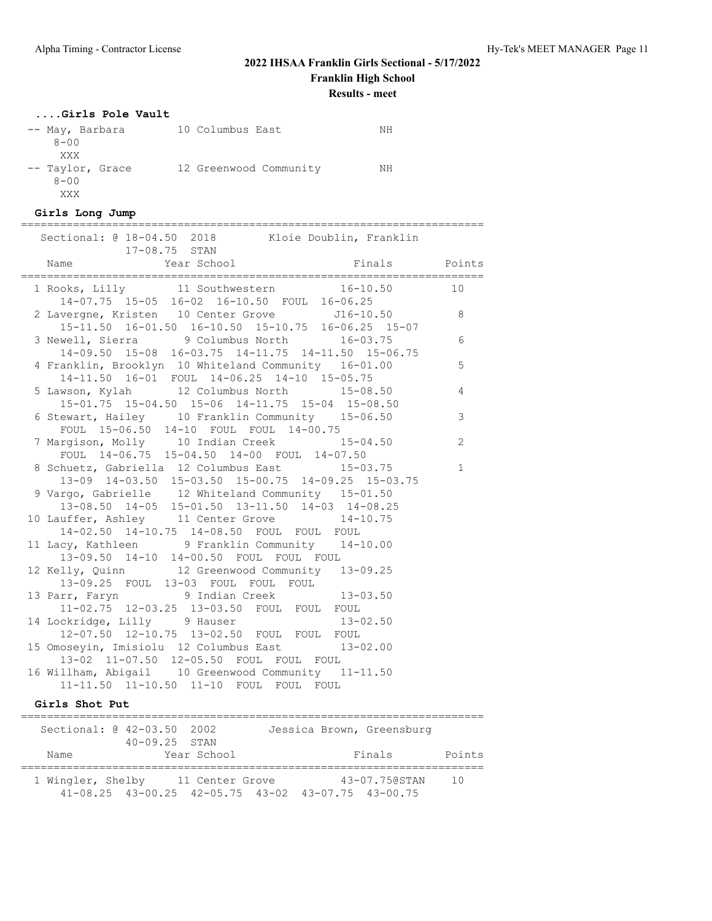# 2022 IHSAA Franklin Girls Sectional - 5/17/2022

**Franklin High School**

**Results - meet**

### ....Girls Pole Vault

```
 -- May, Barbara        10 Columbus East             NH
    8-00
     XXX
 -- Taylor, Grace       12 Greenwood Community       NH
    8-00
     XXX
```

### Girls Long Jump

```
=======================================================================
   Sectional: @ 18-04.50  2018        Kloie Doublin, Franklin
              17-08.75  STAN
    Name               Year School                 Finals       Points
=======================================================================
  1 Rooks, Lilly        11 Southwestern          16-10.50         10
     14-07.75  15-05  16-02  16-10.50  FOUL  16-06.25
  2 Lavergne, Kristen   10 Center Grove         J16-10.50          8
     15-11.50  16-01.50  16-10.50  15-10.75  16-06.25  15-07
  3 Newell, Sierra       9 Columbus North        16-03.75          6
     14-09.50  15-08  16-03.75  14-11.75  14-11.50  15-06.75
  4 Franklin, Brooklyn  10 Whiteland Community   16-01.00          5
     14-11.50  16-01  FOUL  14-06.25  14-10  15-05.75
  5 Lawson, Kylah       12 Columbus North        15-08.50          4
     15-01.75  15-04.50  15-06  14-11.75  15-04  15-08.50
  6 Stewart, Hailey     10 Franklin Community    15-06.50          3
     FOUL  15-06.50  14-10  FOUL  FOUL  14-00.75
  7 Margison, Molly     10 Indian Creek          15-04.50          2
     FOUL  14-06.75  15-04.50  14-00  FOUL  14-07.50
  8 Schuetz, Gabriella  12 Columbus East         15-03.75          1
     13-09  14-03.50  15-03.50  15-00.75  14-09.25  15-03.75
  9 Vargo, Gabrielle    12 Whiteland Community   15-01.50
     13-08.50  14-05  15-01.50  13-11.50  14-03  14-08.25
 10 Lauffer, Ashley     11 Center Grove          14-10.75
     14-02.50  14-10.75  14-08.50  FOUL  FOUL  FOUL
 11 Lacy, Kathleen       9 Franklin Community    14-10.00
     13-09.50  14-10  14-00.50  FOUL  FOUL  FOUL
 12 Kelly, Quinn        12 Greenwood Community   13-09.25
     13-09.25  FOUL  13-03  FOUL  FOUL  FOUL
 13 Parr, Faryn          9 Indian Creek          13-03.50
     11-02.75  12-03.25  13-03.50  FOUL  FOUL  FOUL
 14 Lockridge, Lilly     9 Hauser                13-02.50
     12-07.50  12-10.75  13-02.50  FOUL  FOUL  FOUL
 15 Omoseyin, Imisiolu  12 Columbus East         13-02.00
     13-02  11-07.50  12-05.50  FOUL  FOUL  FOUL
 16 Willham, Abigail    10 Greenwood Community   11-11.50
     11-11.50  11-10.50  11-10  FOUL  FOUL  FOUL
```

### Girls Shot Put

```
=======================================================================
   Sectional: @ 42-03.50  2002        Jessica Brown, Greensburg
              40-09.25  STAN
    Name               Year School                 Finals       Points
=======================================================================
  1 Wingler, Shelby     11 Center Grove          43-07.75@STAN    10
     41-08.25  43-00.25  42-05.75  43-02  43-07.75  43-00.75
```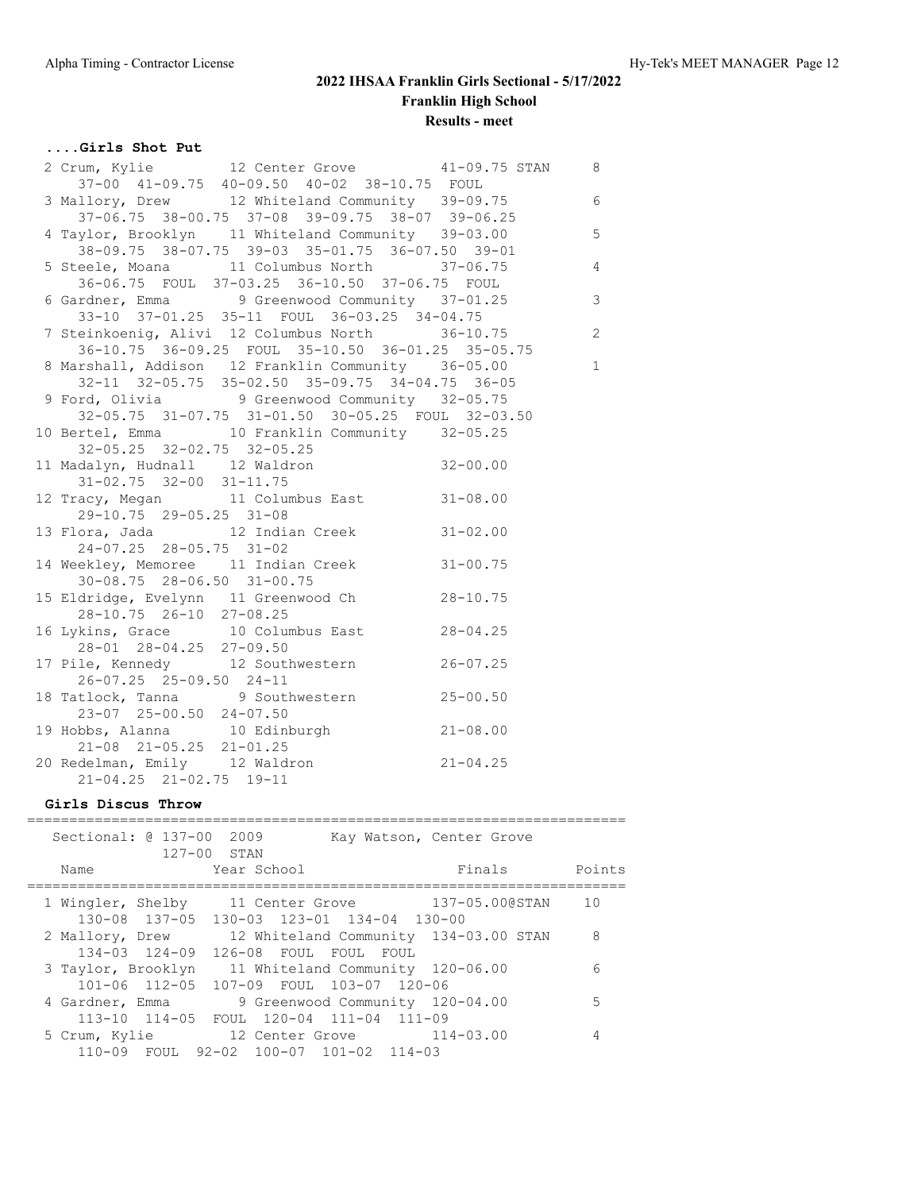# 2022 IHSAA Franklin Girls Sectional - 5/17/2022

**Franklin High School**

**Results - meet**

### ....Girls Shot Put

```
  2 Crum, Kylie          12 Center Grove           41-09.75 STAN     8
      37-00  41-09.75  40-09.50  40-02  38-10.75  FOUL
  3 Mallory, Drew        12 Whiteland Community   39-09.75           6
      37-06.75  38-00.75  37-08  39-09.75  38-07  39-06.25
  4 Taylor, Brooklyn     11 Whiteland Community   39-03.00           5
      38-09.75  38-07.75  39-03  35-01.75  36-07.50  39-01
  5 Steele, Moana        11 Columbus North        37-06.75           4
      36-06.75  FOUL  37-03.25  36-10.50  37-06.75  FOUL
  6 Gardner, Emma         9 Greenwood Community   37-01.25           3
      33-10  37-01.25  35-11  FOUL  36-03.25  34-04.75
  7 Steinkoenig, Alivi  12 Columbus North        36-10.75           2
      36-10.75  36-09.25  FOUL  35-10.50  36-01.25  35-05.75
  8 Marshall, Addison   12 Franklin Community    36-05.00           1
      32-11  32-05.75  35-02.50  35-09.75  34-04.75  36-05
  9 Ford, Olivia          9 Greenwood Community   32-05.75
      32-05.75  31-07.75  31-01.50  30-05.25  FOUL  32-03.50
 10 Bertel, Emma        10 Franklin Community    32-05.25
      32-05.25  32-02.75  32-05.25
 11 Madalyn, Hudnall    12 Waldron               32-00.00
      31-02.75  32-00  31-11.75
 12 Tracy, Megan        11 Columbus East         31-08.00
      29-10.75  29-05.25  31-08
 13 Flora, Jada         12 Indian Creek          31-02.00
      24-07.25  28-05.75  31-02
 14 Weekley, Memoree    11 Indian Creek          31-00.75
      30-08.75  28-06.50  31-00.75
 15 Eldridge, Evelynn   11 Greenwood Ch          28-10.75
      28-10.75  26-10  27-08.25
 16 Lykins, Grace       10 Columbus East         28-04.25
      28-01  28-04.25  27-09.50
 17 Pile, Kennedy       12 Southwestern          26-07.25
      26-07.25  25-09.50  24-11
 18 Tatlock, Tanna       9 Southwestern          25-00.50
      23-07  25-00.50  24-07.50
 19 Hobbs, Alanna       10 Edinburgh             21-08.00
      21-08  21-05.25  21-01.25
 20 Redelman, Emily     12 Waldron               21-04.25
      21-04.25  21-02.75  19-11
```

### Girls Discus Throw

```
=======================================================================
   Sectional: @ 137-00  2009        Kay Watson, Center Grove
              127-00  STAN
    Name                Year School                 Finals        Points
=======================================================================
  1 Wingler, Shelby     11 Center Grove          137-05.00@STAN    10
      130-08  137-05  130-03  123-01  134-04  130-00
  2 Mallory, Drew       12 Whiteland Community  134-03.00 STAN     8
      134-03  124-09  126-08  FOUL  FOUL  FOUL
  3 Taylor, Brooklyn    11 Whiteland Community  120-06.00           6
      101-06  112-05  107-09  FOUL  103-07  120-06
  4 Gardner, Emma        9 Greenwood Community  120-04.00           5
      113-10  114-05  FOUL  120-04  111-04  111-09
  5 Crum, Kylie         12 Center Grove          114-03.00           4
      110-09  FOUL  92-02  100-07  101-02  114-03
```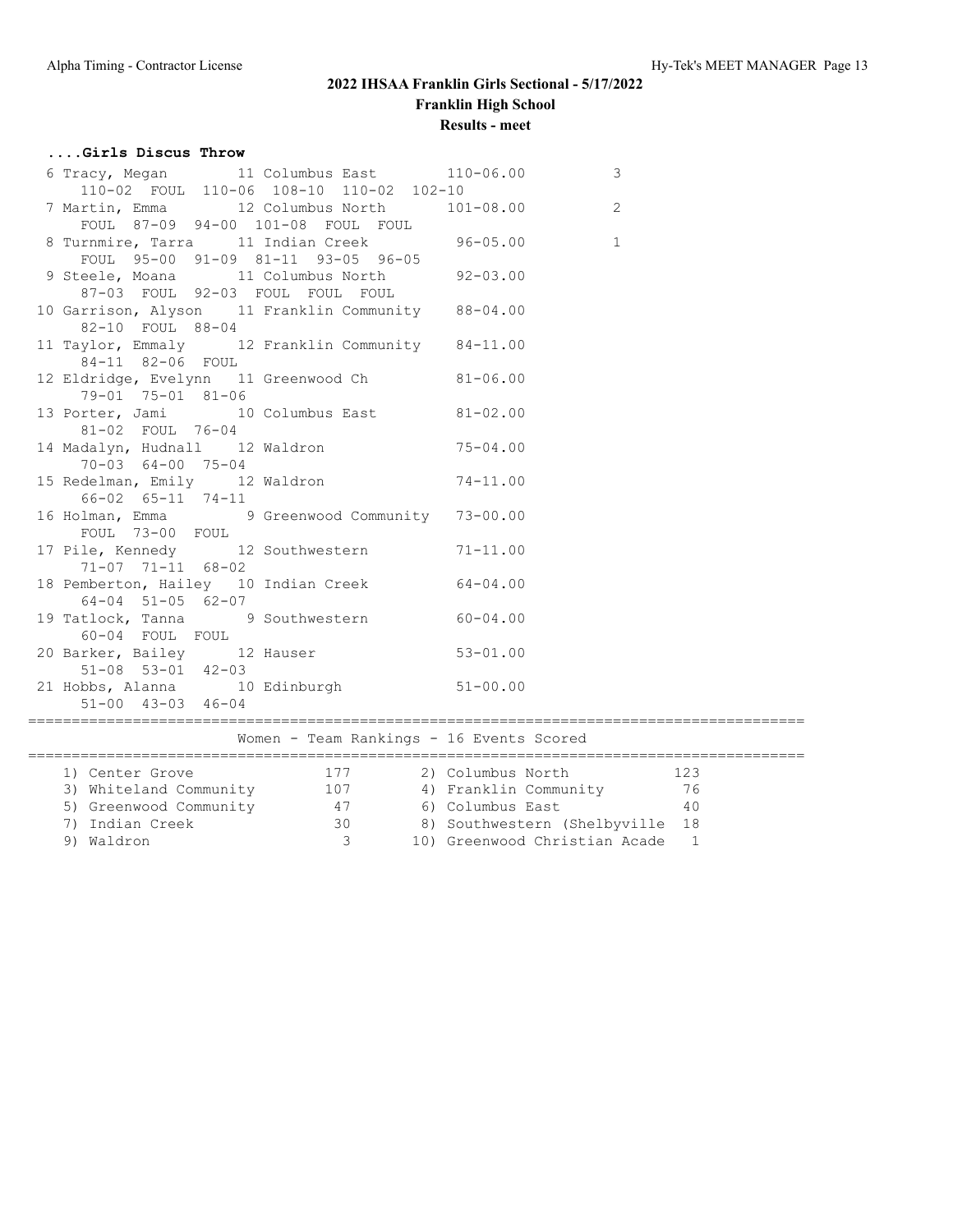## 2022 IHSAA Franklin Girls Sectional - 5/17/2022

## Franklin High School

### Results - meet

**....Girls Discus Throw**

```
  6 Tracy, Megan        11 Columbus East        110-06.00          3
      110-02  FOUL  110-06  108-10  110-02  102-10
  7 Martin, Emma        12 Columbus North       101-08.00          2
      FOUL  87-09  94-00  101-08  FOUL  FOUL
  8 Turnmire, Tarra     11 Indian Creek          96-05.00          1
      FOUL  95-00  91-09  81-11  93-05  96-05
  9 Steele, Moana       11 Columbus North        92-03.00
      87-03  FOUL  92-03  FOUL  FOUL  FOUL
 10 Garrison, Alyson    11 Franklin Community    88-04.00
      82-10  FOUL  88-04
 11 Taylor, Emmaly      12 Franklin Community    84-11.00
      84-11  82-06  FOUL
 12 Eldridge, Evelynn   11 Greenwood Ch          81-06.00
      79-01  75-01  81-06
 13 Porter, Jami        10 Columbus East         81-02.00
      81-02  FOUL  76-04
 14 Madalyn, Hudnall    12 Waldron               75-04.00
      70-03  64-00  75-04
 15 Redelman, Emily     12 Waldron               74-11.00
      66-02  65-11  74-11
 16 Holman, Emma         9 Greenwood Community   73-00.00
      FOUL  73-00  FOUL
 17 Pile, Kennedy       12 Southwestern          71-11.00
      71-07  71-11  68-02
 18 Pemberton, Hailey   10 Indian Creek          64-04.00
      64-04  51-05  62-07
 19 Tatlock, Tanna       9 Southwestern          60-04.00
      60-04  FOUL  FOUL
 20 Barker, Bailey      12 Hauser                53-01.00
      51-08  53-01  42-03
 21 Hobbs, Alanna       10 Edinburgh             51-00.00
      51-00  43-03  46-04
```

### Women - Team Rankings - 16 Events Scored

| | | | |
|---|---|---|---|
| 1) Center Grove | 177 | 2) Columbus North | 123 |
| 3) Whiteland Community | 107 | 4) Franklin Community | 76 |
| 5) Greenwood Community | 47 | 6) Columbus East | 40 |
| 7) Indian Creek | 30 | 8) Southwestern (Shelbyville | 18 |
| 9) Waldron | 3 | 10) Greenwood Christian Acade | 1 |